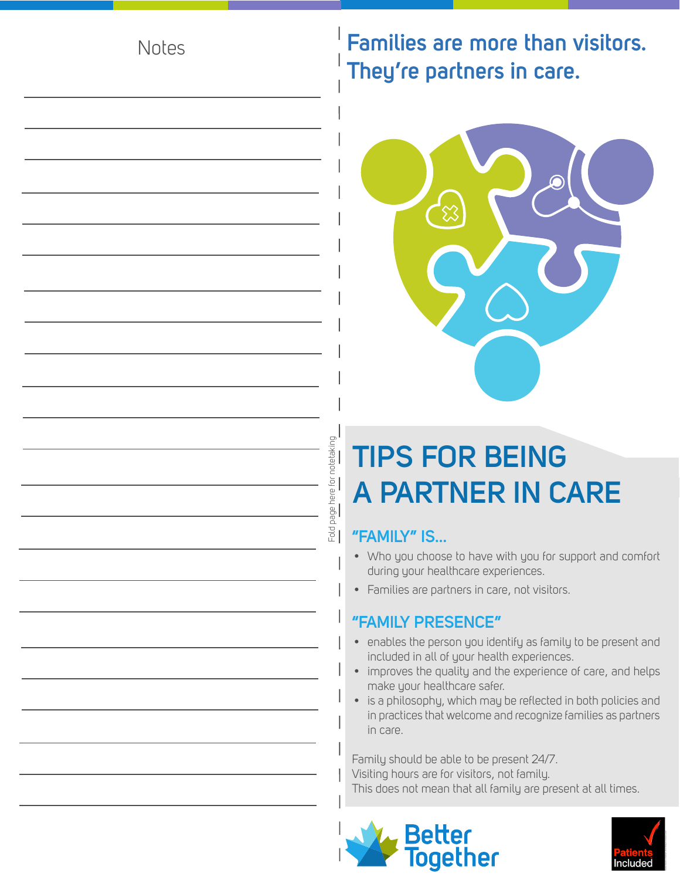Notes

Fold page here for notetaking

# Families are more than visitors. They're partners in care.

## TIPS FOR BEING A PARTNER IN CARE

### "FAMILY" IS...

- Who you choose to have with you for support and comfort during your healthcare experiences.
- Families are partners in care, not visitors.

### "FAMILY PRESENCE"

- enables the person you identify as family to be present and included in all of your health experiences.
- improves the quality and the experience of care, and helps make your healthcare safer.
- is a philosophy, which may be reflected in both policies and in practices that welcome and recognize families as partners in care.

Family should be able to be present 24/7.
Visiting hours are for visitors, not family.
This does not mean that all family are present at all times.

Better Together

Patients Included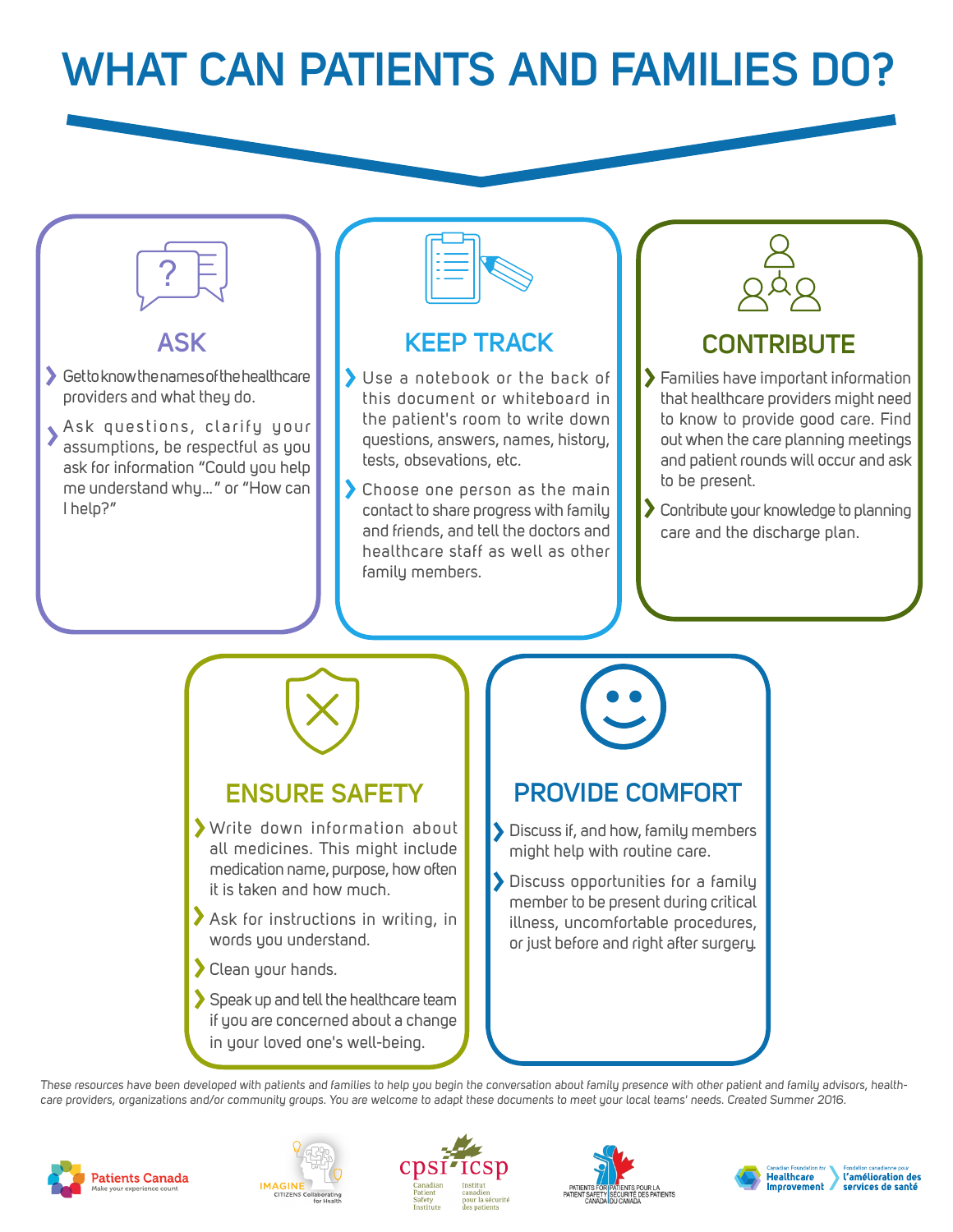# WHAT CAN PATIENTS AND FAMILIES DO?

## ASK

- Get to know the names of the healthcare providers and what they do.
- Ask questions, clarify your assumptions, be respectful as you ask for information "Could you help me understand why…" or "How can I help?"

## KEEP TRACK

- Use a notebook or the back of this document or whiteboard in the patient's room to write down questions, answers, names, history, tests, obsevations, etc.
- Choose one person as the main contact to share progress with family and friends, and tell the doctors and healthcare staff as well as other family members.

## CONTRIBUTE

- Families have important information that healthcare providers might need to know to provide good care. Find out when the care planning meetings and patient rounds will occur and ask to be present.
- Contribute your knowledge to planning care and the discharge plan.

## ENSURE SAFETY

- Write down information about all medicines. This might include medication name, purpose, how often it is taken and how much.
- Ask for instructions in writing, in words you understand.
- Clean your hands.
- Speak up and tell the healthcare team if you are concerned about a change in your loved one's well-being.

## PROVIDE COMFORT

- Discuss if, and how, family members might help with routine care.
- Discuss opportunities for a family member to be present during critical illness, uncomfortable procedures, or just before and right after surgery.

*These resources have been developed with patients and families to help you begin the conversation about family presence with other patient and family advisors, healthcare providers, organizations and/or community groups. You are welcome to adapt these documents to meet your local teams' needs. Created Summer 2016.*

Patients Canada
Make your experience count

IMAGINE
CITIZENS Collaborating for Health

cpsi icsp
Canadian Patient Safety Institute
Institut canadien pour la sécurité des patients

PATIENTS FOR PATIENT SAFETY CANADA
PATIENTS POUR LA SÉCURITÉ DES PATIENTS DU CANADA

Canadian Foundation for Healthcare Improvement
Fondation canadienne pour l'amélioration des services de santé